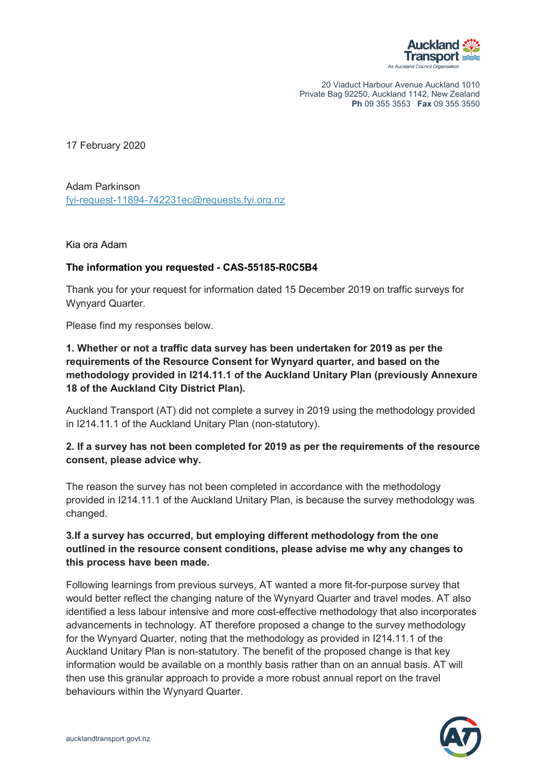20 Viaduct Harbour Avenue Auckland 1010
Private Bag 92250, Auckland 1142, New Zealand
**Ph** 09 355 3553 **Fax** 09 355 3550

17 February 2020

Adam Parkinson
fyi-request-11894-742231ec@requests.fyi.org.nz

Kia ora Adam

**The information you requested - CAS-55185-R0C5B4**

Thank you for your request for information dated 15 December 2019 on traffic surveys for Wynyard Quarter.

Please find my responses below.

**1. Whether or not a traffic data survey has been undertaken for 2019 as per the requirements of the Resource Consent for Wynyard quarter, and based on the methodology provided in I214.11.1 of the Auckland Unitary Plan (previously Annexure 18 of the Auckland City District Plan).**

Auckland Transport (AT) did not complete a survey in 2019 using the methodology provided in I214.11.1 of the Auckland Unitary Plan (non-statutory).

**2. If a survey has not been completed for 2019 as per the requirements of the resource consent, please advice why.**

The reason the survey has not been completed in accordance with the methodology provided in I214.11.1 of the Auckland Unitary Plan, is because the survey methodology was changed.

**3.If a survey has occurred, but employing different methodology from the one outlined in the resource consent conditions, please advise me why any changes to this process have been made.**

Following learnings from previous surveys, AT wanted a more fit-for-purpose survey that would better reflect the changing nature of the Wynyard Quarter and travel modes. AT also identified a less labour intensive and more cost-effective methodology that also incorporates advancements in technology. AT therefore proposed a change to the survey methodology for the Wynyard Quarter, noting that the methodology as provided in I214.11.1 of the Auckland Unitary Plan is non-statutory. The benefit of the proposed change is that key information would be available on a monthly basis rather than on an annual basis. AT will then use this granular approach to provide a more robust annual report on the travel behaviours within the Wynyard Quarter.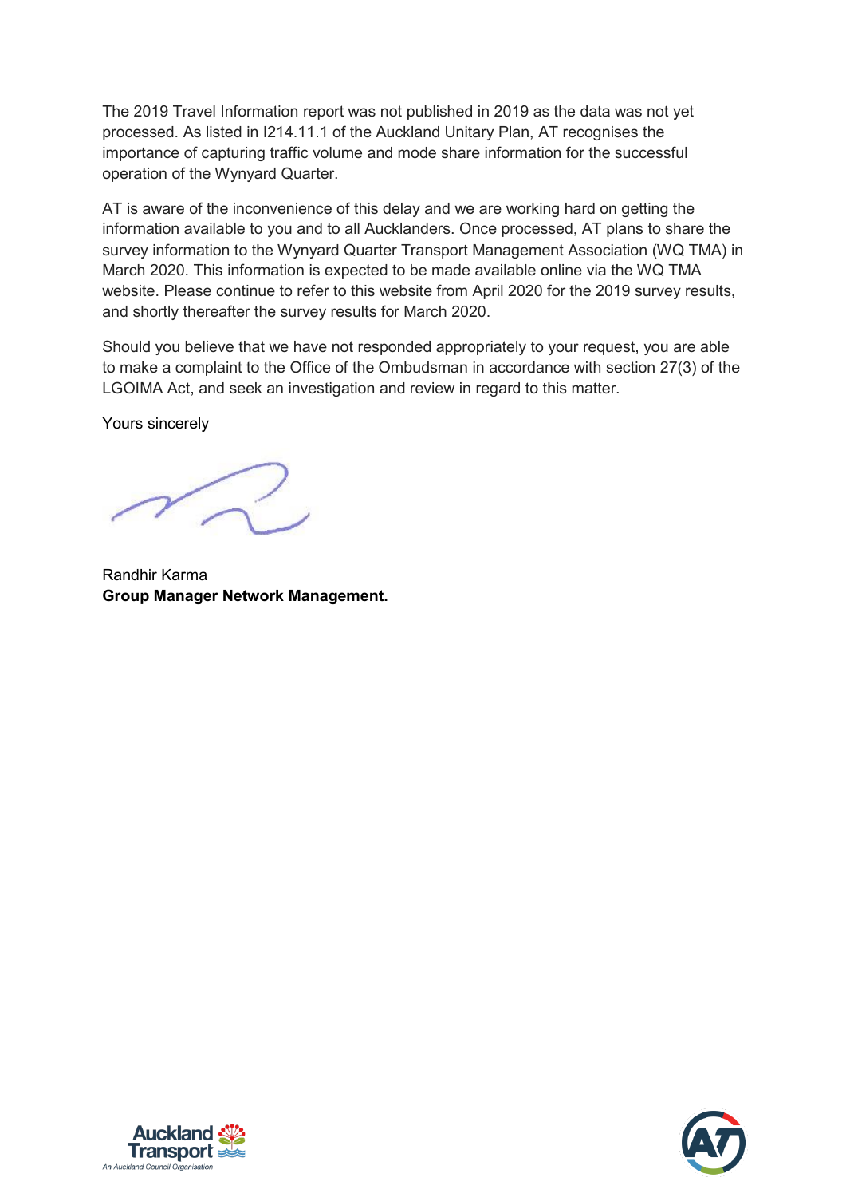The 2019 Travel Information report was not published in 2019 as the data was not yet processed. As listed in I214.11.1 of the Auckland Unitary Plan, AT recognises the importance of capturing traffic volume and mode share information for the successful operation of the Wynyard Quarter.

AT is aware of the inconvenience of this delay and we are working hard on getting the information available to you and to all Aucklanders. Once processed, AT plans to share the survey information to the Wynyard Quarter Transport Management Association (WQ TMA) in March 2020. This information is expected to be made available online via the WQ TMA website. Please continue to refer to this website from April 2020 for the 2019 survey results, and shortly thereafter the survey results for March 2020.

Should you believe that we have not responded appropriately to your request, you are able to make a complaint to the Office of the Ombudsman in accordance with section 27(3) of the LGOIMA Act, and seek an investigation and review in regard to this matter.

Yours sincerely

Randhir Karma
**Group Manager Network Management.**